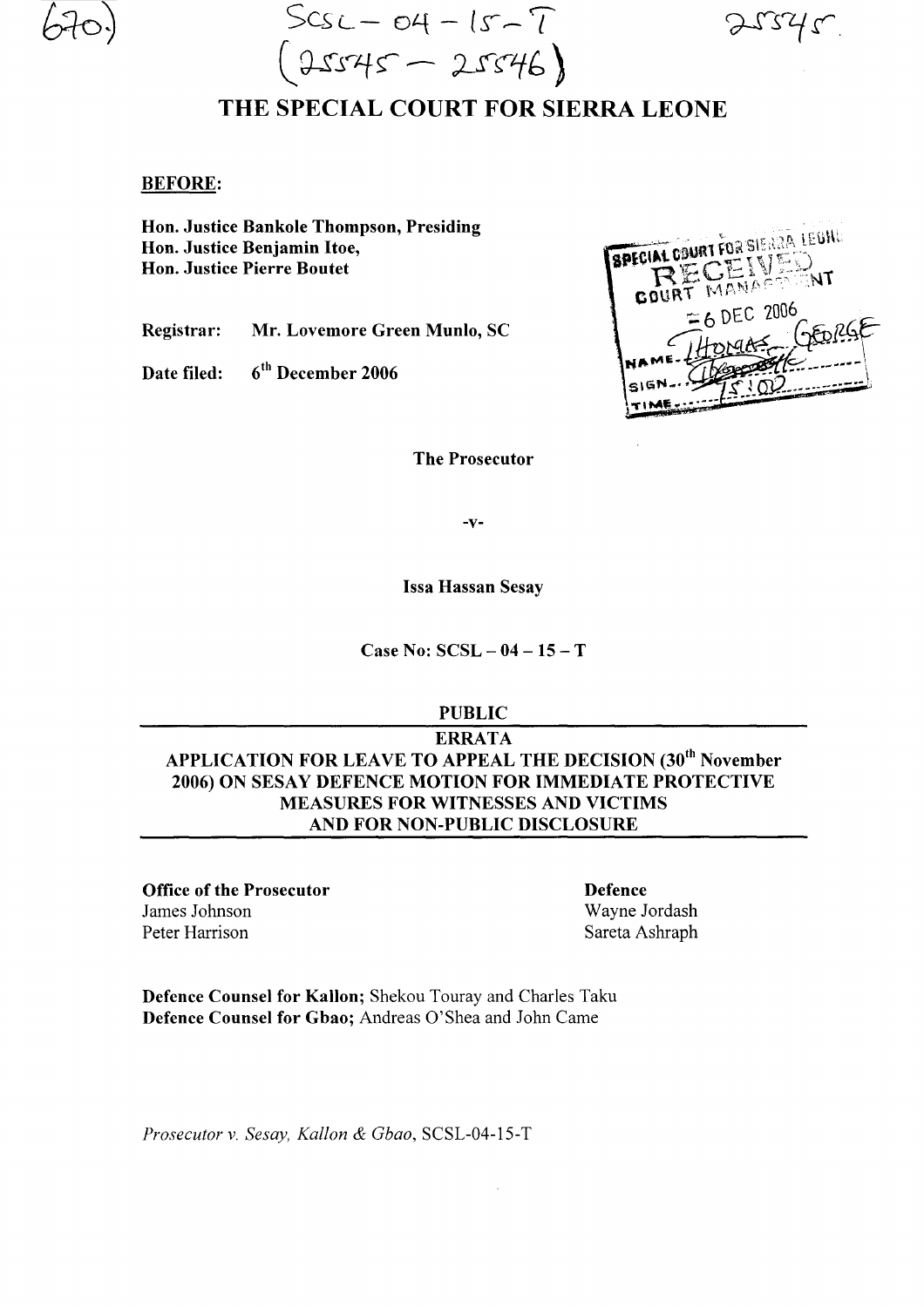670)

SCSL – 04 – 15 – T
(25545 – 25546)

25545

# THE SPECIAL COURT FOR SIERRA LEONE

**BEFORE:**

**Hon. Justice Bankole Thompson, Presiding**
**Hon. Justice Benjamin Itoe,**
**Hon. Justice Pierre Boutet**

**Registrar:** **Mr. Lovemore Green Munlo, SC**

**Date filed:** **6th December 2006**

SPECIAL COURT FOR SIERRA LEONE
RECEIVED
COURT MANAGEMENT
6 DEC 2006
NAME: THOMAS GEORGE
SIGN:
TIME: 15:02

**The Prosecutor**

**-v-**

**Issa Hassan Sesay**

**Case No: SCSL – 04 – 15 – T**

**PUBLIC**

**ERRATA**
**APPLICATION FOR LEAVE TO APPEAL THE DECISION (30th November 2006) ON SESAY DEFENCE MOTION FOR IMMEDIATE PROTECTIVE MEASURES FOR WITNESSES AND VICTIMS AND FOR NON-PUBLIC DISCLOSURE**

**Office of the Prosecutor**
James Johnson
Peter Harrison

**Defence**
Wayne Jordash
Sareta Ashraph

**Defence Counsel for Kallon;** Shekou Touray and Charles Taku
**Defence Counsel for Gbao;** Andreas O'Shea and John Came

*Prosecutor v. Sesay, Kallon & Gbao*, SCSL-04-15-T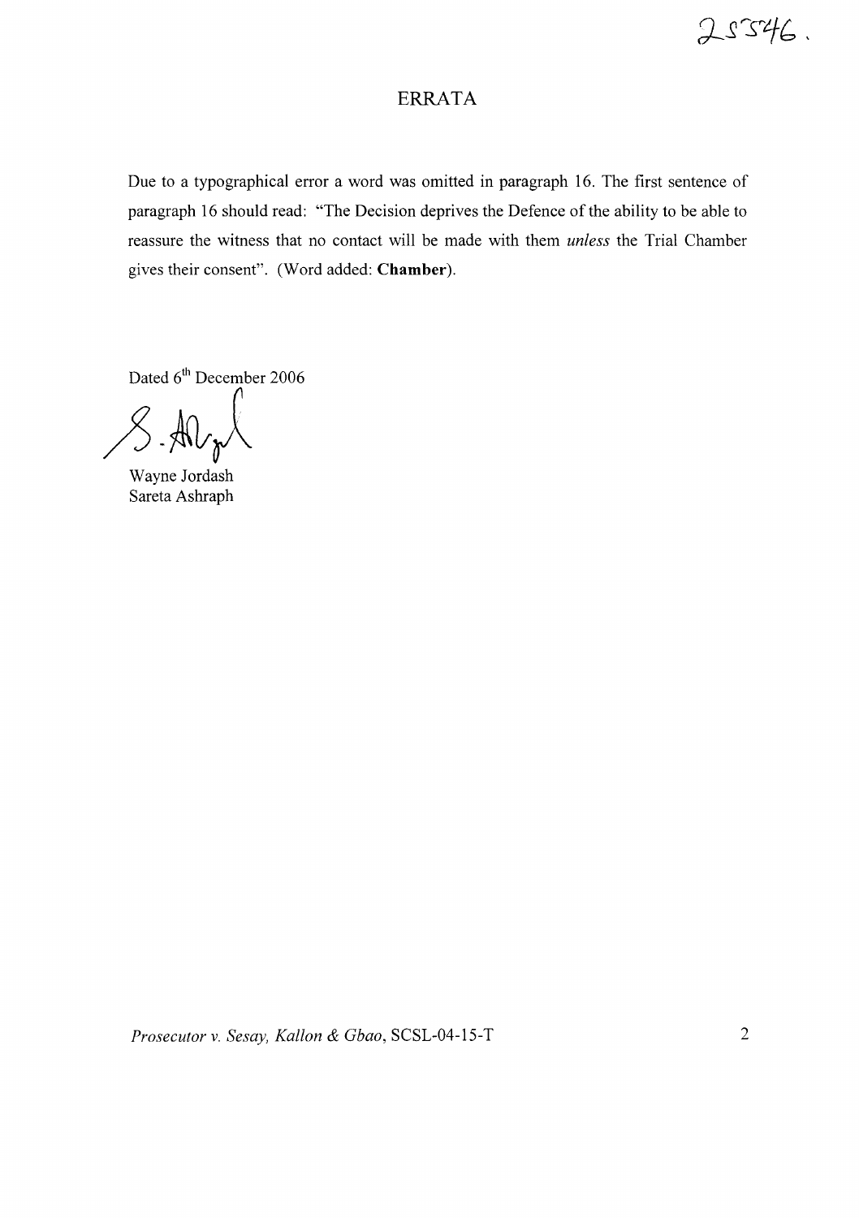## ERRATA

Due to a typographical error a word was omitted in paragraph 16. The first sentence of paragraph 16 should read: "The Decision deprives the Defence of the ability to be able to reassure the witness that no contact will be made with them *unless* the Trial Chamber gives their consent". (Word added: **Chamber**).

Dated 6th December 2006

Wayne Jordash
Sareta Ashraph